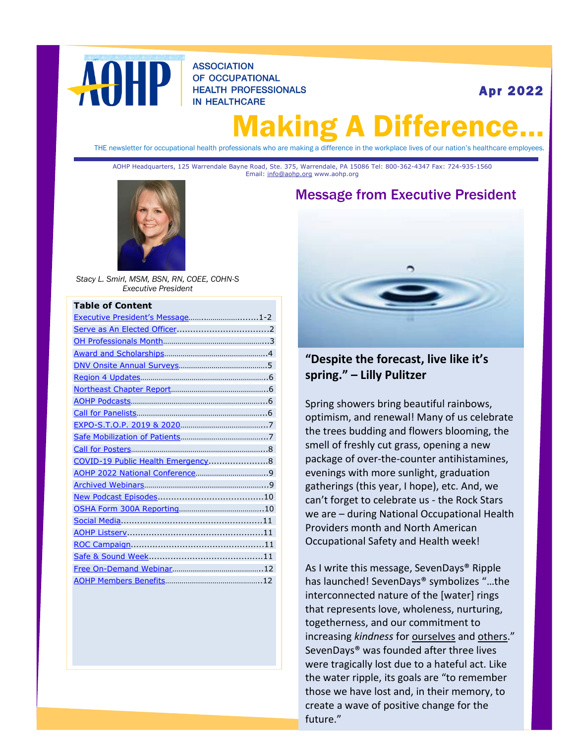# AOHP

**ASSOCIATION OF OCCUPATIONAL HEALTH PROFESSIONALS IN HEALTHCARE**

**Apr 2022**

# Making A Difference...

THE newsletter for occupational health professionals who are making a difference in the workplace lives of our nation's healthcare employees.

AOHP Headquarters, 125 Warrendale Bayne Road, Ste. 375, Warrendale, PA 15086 Tel: 800-362-4347 Fax: 724-935-1560
Email: info@aohp.org www.aohp.org

*Stacy L. Smirl, MSM, BSN, RN, COEE, COHN-S*
*Executive President*

**Table of Content**

- Executive President's Message........................1-2
- Serve as An Elected Officer..................................2
- OH Professionals Month..........................................3
- Award and Scholarships..........................................4
- DNV Onsite Annual Surveys....................................5
- Region 4 Updates....................................................6
- Northeast Chapter Report.......................................6
- AOHP Podcasts........................................................6
- Call for Panelists.....................................................6
- EXPO-S.T.O.P. 2019 & 2020.....................................7
- Safe Mobilization of Patients..................................7
- Call for Posters........................................................8
- COVID-19 Public Health Emergency.......................8
- AOHP 2022 National Conference............................9
- Archived Webinars..................................................9
- New Podcast Episodes.........................................10
- OSHA Form 300A Reporting..................................10
- Social Media.........................................................11
- AOHP Listserv......................................................11
- ROC Campaign.....................................................11
- Safe & Sound Week..............................................11
- Free On-Demand Webinar.....................................12
- AOHP Members Benefits.......................................12

## Message from Executive President

**"Despite the forecast, live like it's spring." – Lilly Pulitzer**

Spring showers bring beautiful rainbows, optimism, and renewal! Many of us celebrate the trees budding and flowers blooming, the smell of freshly cut grass, opening a new package of over-the-counter antihistamines, evenings with more sunlight, graduation gatherings (this year, I hope), etc. And, we can't forget to celebrate us - the Rock Stars we are – during National Occupational Health Providers month and North American Occupational Safety and Health week!

As I write this message, SevenDays® Ripple has launched! SevenDays® symbolizes "…the interconnected nature of the [water] rings that represents love, wholeness, nurturing, togetherness, and our commitment to increasing *kindness* for ourselves and others." SevenDays® was founded after three lives were tragically lost due to a hateful act. Like the water ripple, its goals are "to remember those we have lost and, in their memory, to create a wave of positive change for the future."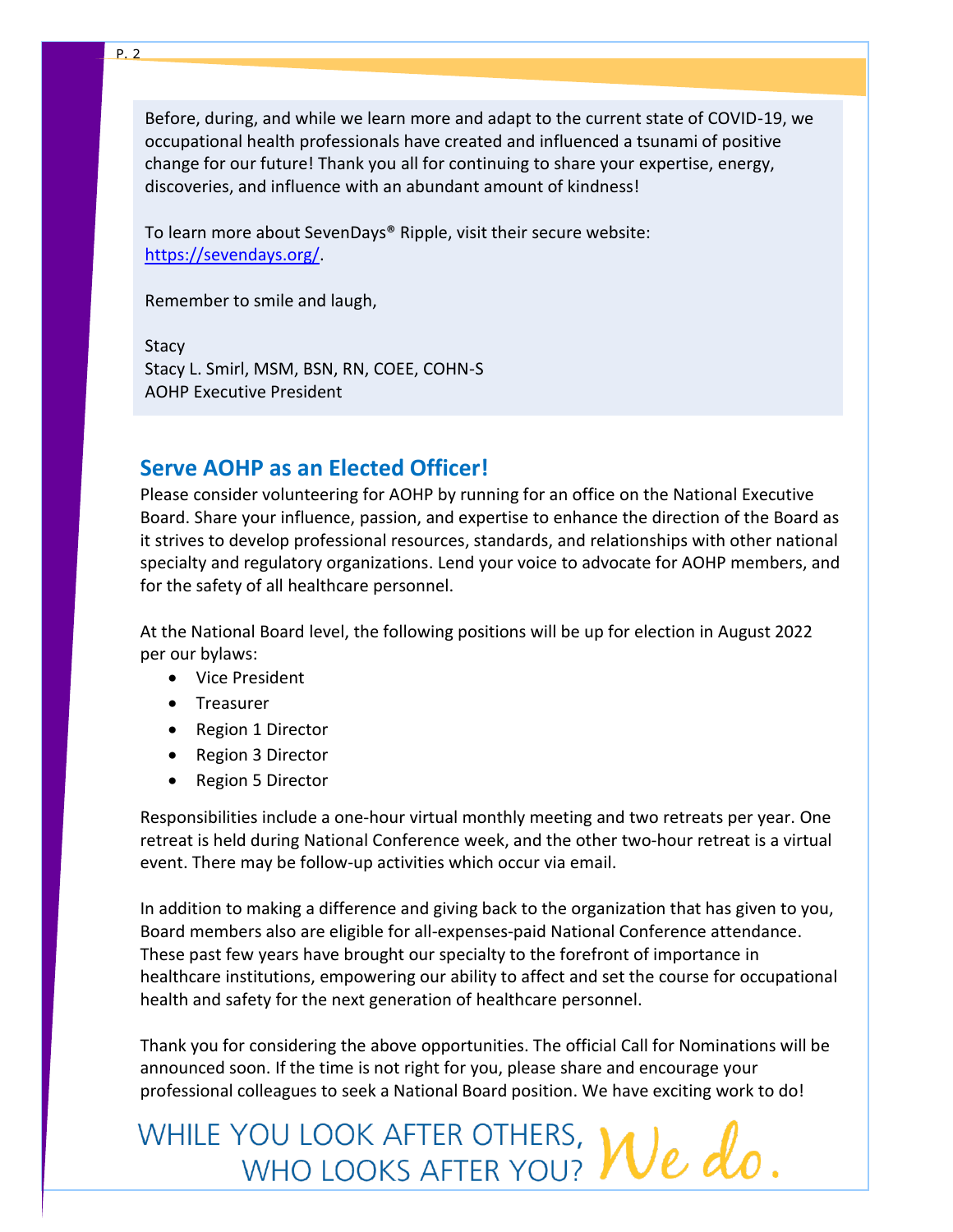Before, during, and while we learn more and adapt to the current state of COVID-19, we occupational health professionals have created and influenced a tsunami of positive change for our future! Thank you all for continuing to share your expertise, energy, discoveries, and influence with an abundant amount of kindness!

To learn more about SevenDays® Ripple, visit their secure website: https://sevendays.org/.

Remember to smile and laugh,

Stacy
Stacy L. Smirl, MSM, BSN, RN, COEE, COHN-S
AOHP Executive President

## Serve AOHP as an Elected Officer!

Please consider volunteering for AOHP by running for an office on the National Executive Board. Share your influence, passion, and expertise to enhance the direction of the Board as it strives to develop professional resources, standards, and relationships with other national specialty and regulatory organizations. Lend your voice to advocate for AOHP members, and for the safety of all healthcare personnel.

At the National Board level, the following positions will be up for election in August 2022 per our bylaws:

- Vice President
- Treasurer
- Region 1 Director
- Region 3 Director
- Region 5 Director

Responsibilities include a one-hour virtual monthly meeting and two retreats per year. One retreat is held during National Conference week, and the other two-hour retreat is a virtual event. There may be follow-up activities which occur via email.

In addition to making a difference and giving back to the organization that has given to you, Board members also are eligible for all-expenses-paid National Conference attendance. These past few years have brought our specialty to the forefront of importance in healthcare institutions, empowering our ability to affect and set the course for occupational health and safety for the next generation of healthcare personnel.

Thank you for considering the above opportunities. The official Call for Nominations will be announced soon. If the time is not right for you, please share and encourage your professional colleagues to seek a National Board position. We have exciting work to do!

WHILE YOU LOOK AFTER OTHERS, WHO LOOKS AFTER YOU? *We do.*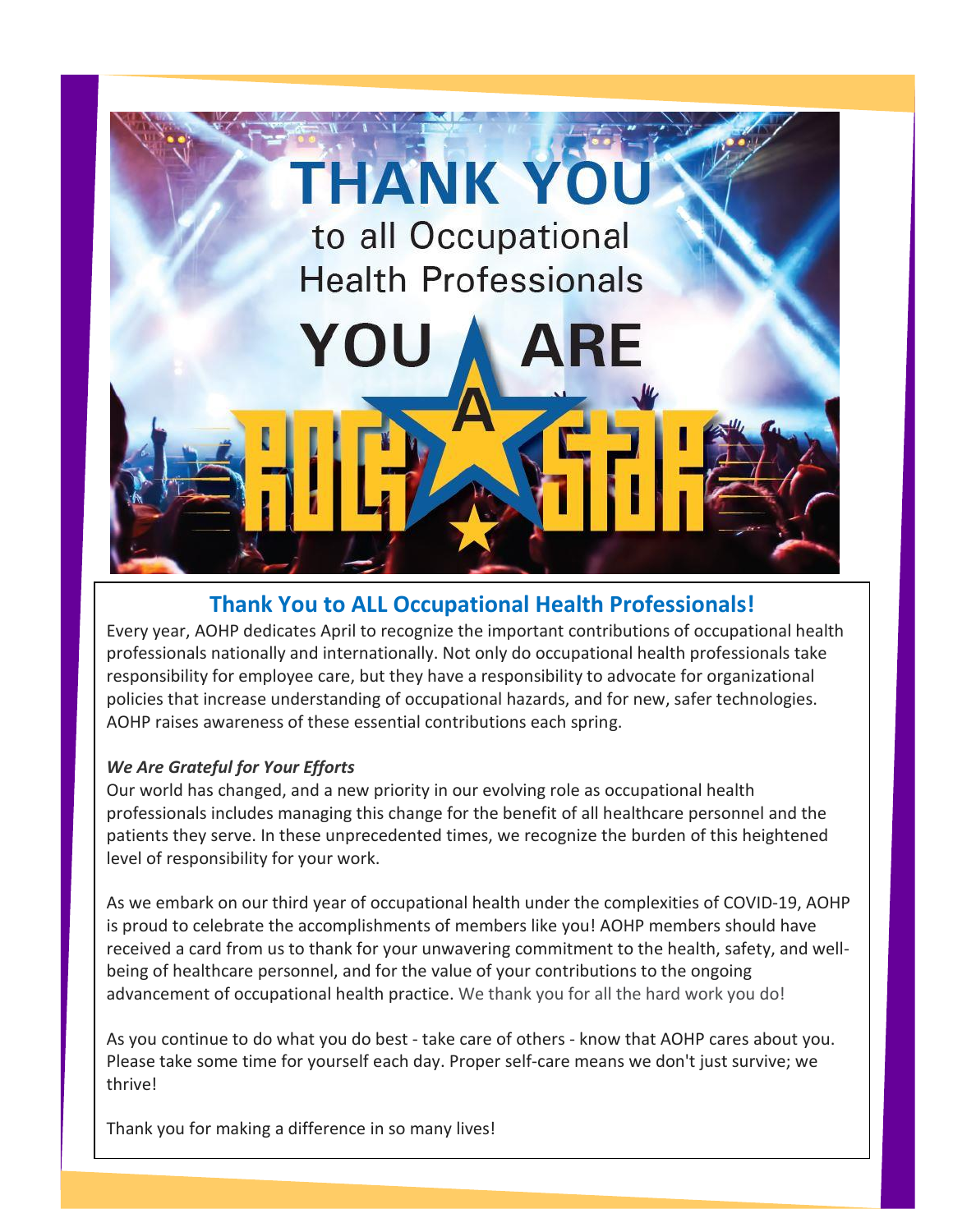# THANK YOU

to all Occupational Health Professionals

YOU ARE A ROCK STAR

## Thank You to ALL Occupational Health Professionals!

Every year, AOHP dedicates April to recognize the important contributions of occupational health professionals nationally and internationally. Not only do occupational health professionals take responsibility for employee care, but they have a responsibility to advocate for organizational policies that increase understanding of occupational hazards, and for new, safer technologies. AOHP raises awareness of these essential contributions each spring.

***We Are Grateful for Your Efforts***

Our world has changed, and a new priority in our evolving role as occupational health professionals includes managing this change for the benefit of all healthcare personnel and the patients they serve. In these unprecedented times, we recognize the burden of this heightened level of responsibility for your work.

As we embark on our third year of occupational health under the complexities of COVID-19, AOHP is proud to celebrate the accomplishments of members like you! AOHP members should have received a card from us to thank for your unwavering commitment to the health, safety, and well-being of healthcare personnel, and for the value of your contributions to the ongoing advancement of occupational health practice. We thank you for all the hard work you do!

As you continue to do what you do best - take care of others - know that AOHP cares about you. Please take some time for yourself each day. Proper self-care means we don't just survive; we thrive!

Thank you for making a difference in so many lives!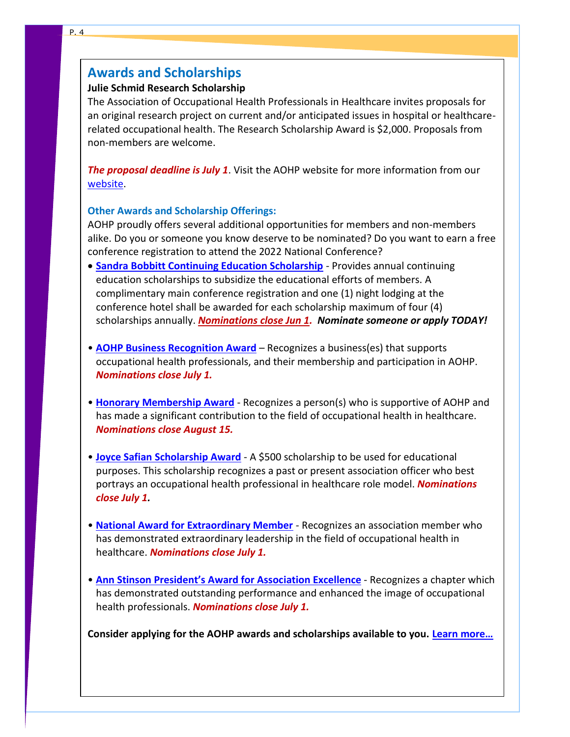## Awards and Scholarships

**Julie Schmid Research Scholarship**

The Association of Occupational Health Professionals in Healthcare invites proposals for an original research project on current and/or anticipated issues in hospital or healthcare-related occupational health. The Research Scholarship Award is $2,000. Proposals from non-members are welcome.

***The proposal deadline is July 1***. Visit the AOHP website for more information from our website.

### Other Awards and Scholarship Offerings:

AOHP proudly offers several additional opportunities for members and non-members alike. Do you or someone you know deserve to be nominated? Do you want to earn a free conference registration to attend the 2022 National Conference?

- **Sandra Bobbitt Continuing Education Scholarship** - Provides annual continuing education scholarships to subsidize the educational efforts of members. A complimentary main conference registration and one (1) night lodging at the conference hotel shall be awarded for each scholarship maximum of four (4) scholarships annually. ***Nominations close Jun 1. Nominate someone or apply TODAY!***

- **AOHP Business Recognition Award** – Recognizes a business(es) that supports occupational health professionals, and their membership and participation in AOHP. ***Nominations close July 1.***

- **Honorary Membership Award** - Recognizes a person(s) who is supportive of AOHP and has made a significant contribution to the field of occupational health in healthcare. ***Nominations close August 15.***

- **Joyce Safian Scholarship Award** - A $500 scholarship to be used for educational purposes. This scholarship recognizes a past or present association officer who best portrays an occupational health professional in healthcare role model. ***Nominations close July 1.***

- **National Award for Extraordinary Member** - Recognizes an association member who has demonstrated extraordinary leadership in the field of occupational health in healthcare. ***Nominations close July 1.***

- **Ann Stinson President's Award for Association Excellence** - Recognizes a chapter which has demonstrated outstanding performance and enhanced the image of occupational health professionals. ***Nominations close July 1.***

**Consider applying for the AOHP awards and scholarships available to you. Learn more…**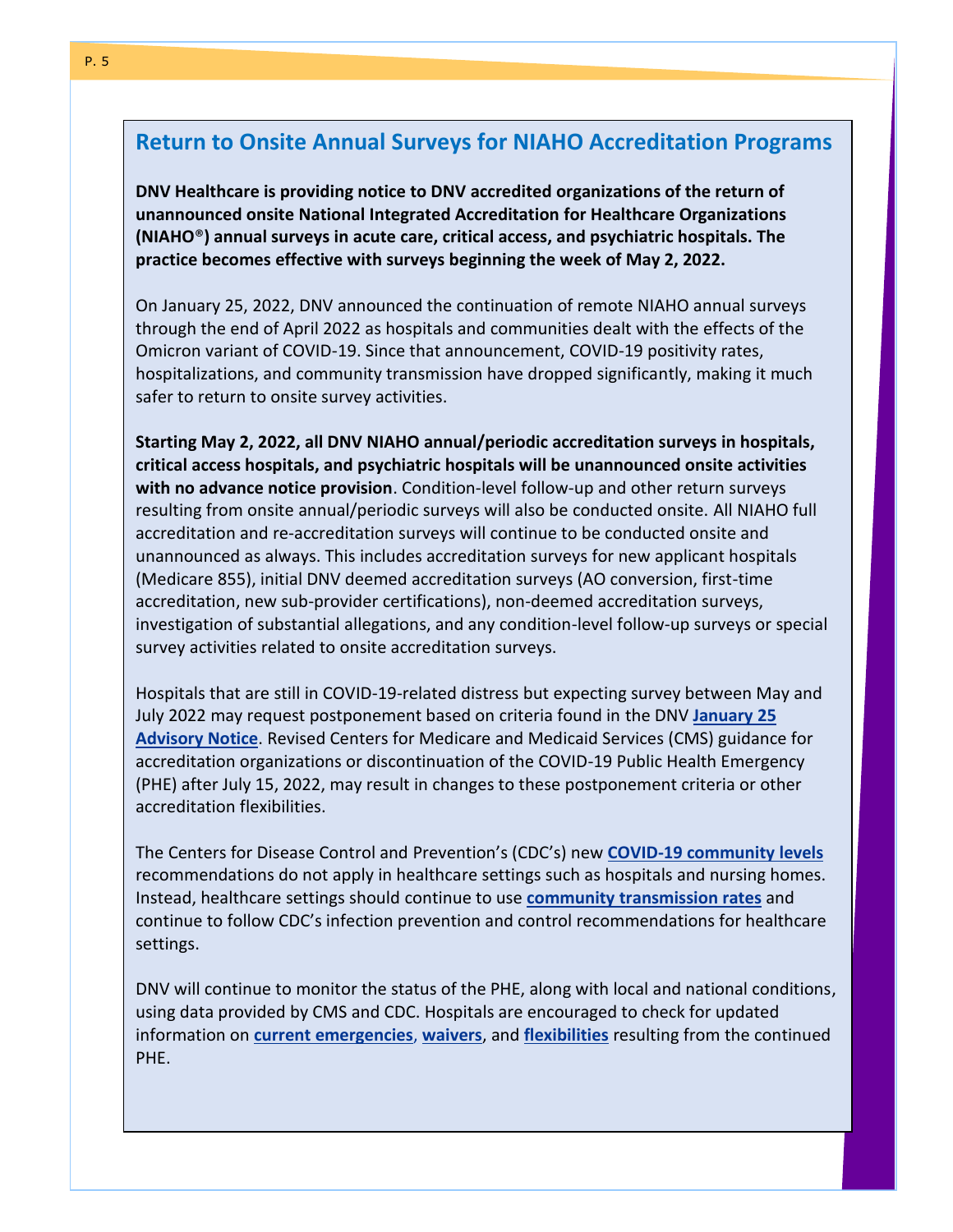## Return to Onsite Annual Surveys for NIAHO Accreditation Programs

**DNV Healthcare is providing notice to DNV accredited organizations of the return of unannounced onsite National Integrated Accreditation for Healthcare Organizations (NIAHO®) annual surveys in acute care, critical access, and psychiatric hospitals. The practice becomes effective with surveys beginning the week of May 2, 2022.**

On January 25, 2022, DNV announced the continuation of remote NIAHO annual surveys through the end of April 2022 as hospitals and communities dealt with the effects of the Omicron variant of COVID-19. Since that announcement, COVID-19 positivity rates, hospitalizations, and community transmission have dropped significantly, making it much safer to return to onsite survey activities.

**Starting May 2, 2022, all DNV NIAHO annual/periodic accreditation surveys in hospitals, critical access hospitals, and psychiatric hospitals will be unannounced onsite activities with no advance notice provision**. Condition-level follow-up and other return surveys resulting from onsite annual/periodic surveys will also be conducted onsite. All NIAHO full accreditation and re-accreditation surveys will continue to be conducted onsite and unannounced as always. This includes accreditation surveys for new applicant hospitals (Medicare 855), initial DNV deemed accreditation surveys (AO conversion, first-time accreditation, new sub-provider certifications), non-deemed accreditation surveys, investigation of substantial allegations, and any condition-level follow-up surveys or special survey activities related to onsite accreditation surveys.

Hospitals that are still in COVID-19-related distress but expecting survey between May and July 2022 may request postponement based on criteria found in the DNV **January 25 Advisory Notice**. Revised Centers for Medicare and Medicaid Services (CMS) guidance for accreditation organizations or discontinuation of the COVID-19 Public Health Emergency (PHE) after July 15, 2022, may result in changes to these postponement criteria or other accreditation flexibilities.

The Centers for Disease Control and Prevention's (CDC's) new **COVID-19 community levels** recommendations do not apply in healthcare settings such as hospitals and nursing homes. Instead, healthcare settings should continue to use **community transmission rates** and continue to follow CDC's infection prevention and control recommendations for healthcare settings.

DNV will continue to monitor the status of the PHE, along with local and national conditions, using data provided by CMS and CDC. Hospitals are encouraged to check for updated information on **current emergencies**, **waivers**, and **flexibilities** resulting from the continued PHE.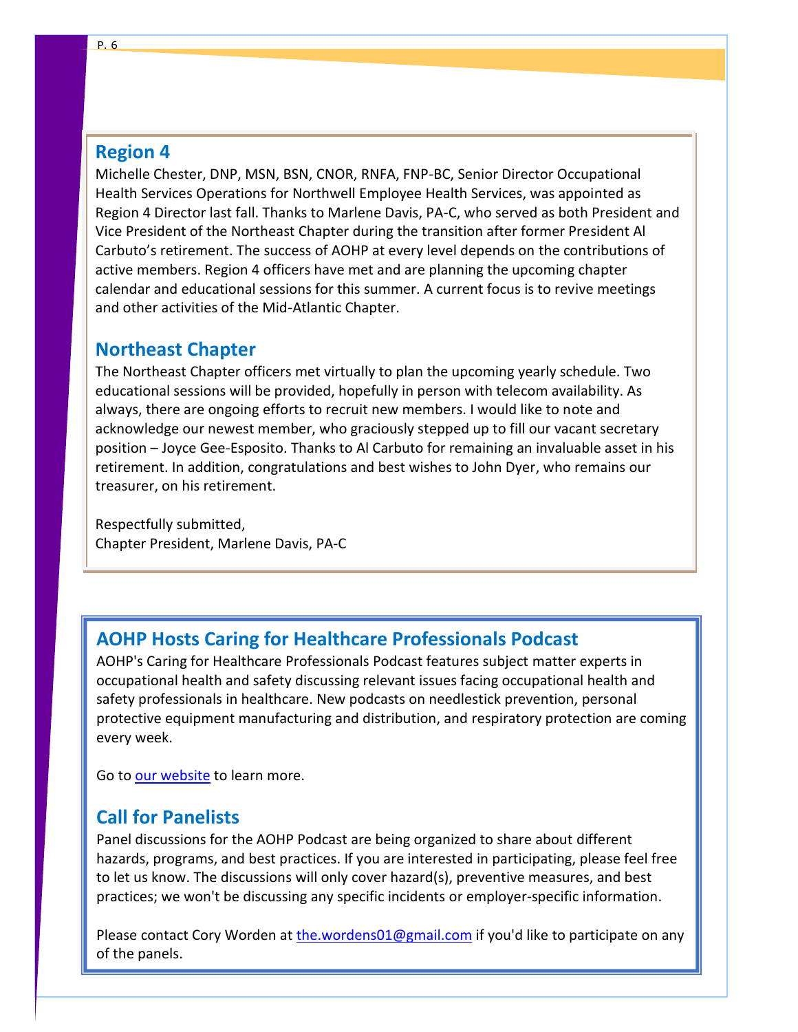## Region 4

Michelle Chester, DNP, MSN, BSN, CNOR, RNFA, FNP-BC, Senior Director Occupational Health Services Operations for Northwell Employee Health Services, was appointed as Region 4 Director last fall. Thanks to Marlene Davis, PA-C, who served as both President and Vice President of the Northeast Chapter during the transition after former President Al Carbuto's retirement. The success of AOHP at every level depends on the contributions of active members. Region 4 officers have met and are planning the upcoming chapter calendar and educational sessions for this summer. A current focus is to revive meetings and other activities of the Mid-Atlantic Chapter.

## Northeast Chapter

The Northeast Chapter officers met virtually to plan the upcoming yearly schedule. Two educational sessions will be provided, hopefully in person with telecom availability. As always, there are ongoing efforts to recruit new members. I would like to note and acknowledge our newest member, who graciously stepped up to fill our vacant secretary position – Joyce Gee-Esposito. Thanks to Al Carbuto for remaining an invaluable asset in his retirement. In addition, congratulations and best wishes to John Dyer, who remains our treasurer, on his retirement.

Respectfully submitted,
Chapter President, Marlene Davis, PA-C

## AOHP Hosts Caring for Healthcare Professionals Podcast

AOHP's Caring for Healthcare Professionals Podcast features subject matter experts in occupational health and safety discussing relevant issues facing occupational health and safety professionals in healthcare. New podcasts on needlestick prevention, personal protective equipment manufacturing and distribution, and respiratory protection are coming every week.

Go to our website to learn more.

## Call for Panelists

Panel discussions for the AOHP Podcast are being organized to share about different hazards, programs, and best practices. If you are interested in participating, please feel free to let us know. The discussions will only cover hazard(s), preventive measures, and best practices; we won't be discussing any specific incidents or employer-specific information.

Please contact Cory Worden at the.wordens01@gmail.com if you'd like to participate on any of the panels.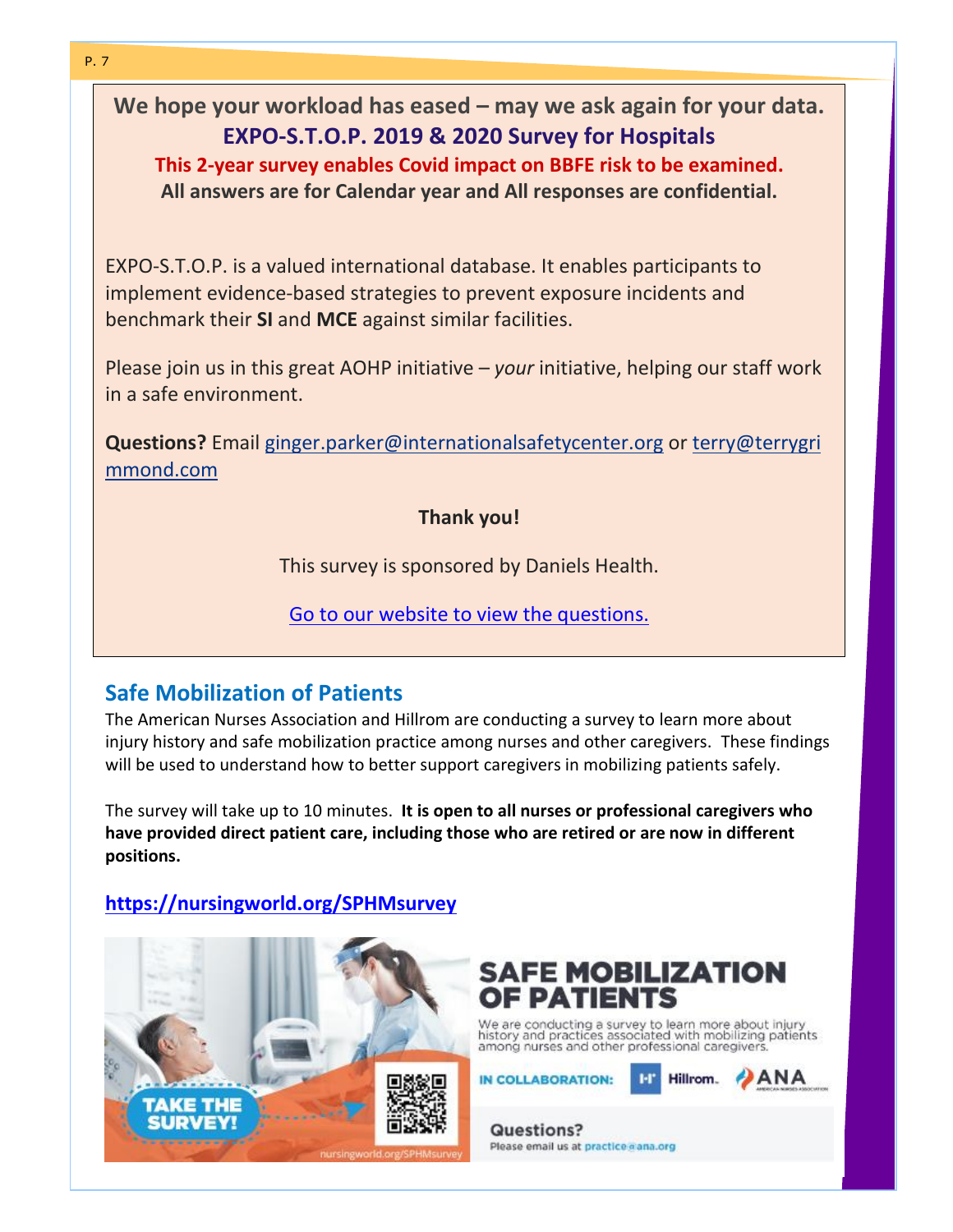**We hope your workload has eased – may we ask again for your data.**

**EXPO-S.T.O.P. 2019 & 2020 Survey for Hospitals**

**This 2-year survey enables Covid impact on BBFE risk to be examined.**

**All answers are for Calendar year and All responses are confidential.**

EXPO-S.T.O.P. is a valued international database. It enables participants to implement evidence-based strategies to prevent exposure incidents and benchmark their **SI** and **MCE** against similar facilities.

Please join us in this great AOHP initiative – *your* initiative, helping our staff work in a safe environment.

**Questions?** Email ginger.parker@internationalsafetycenter.org or terry@terrygrimmond.com

**Thank you!**

This survey is sponsored by Daniels Health.

Go to our website to view the questions.

## Safe Mobilization of Patients

The American Nurses Association and Hillrom are conducting a survey to learn more about injury history and safe mobilization practice among nurses and other caregivers. These findings will be used to understand how to better support caregivers in mobilizing patients safely.

The survey will take up to 10 minutes. **It is open to all nurses or professional caregivers who have provided direct patient care, including those who are retired or are now in different positions.**

**https://nursingworld.org/SPHMsurvey**

**SAFE MOBILIZATION OF PATIENTS**

We are conducting a survey to learn more about injury history and practices associated with mobilizing patients among nurses and other professional caregivers.

TAKE THE SURVEY!

nursingworld.org/SPHMsurvey

IN COLLABORATION: Hillrom. ANA

**Questions?**
Please email us at practice@ana.org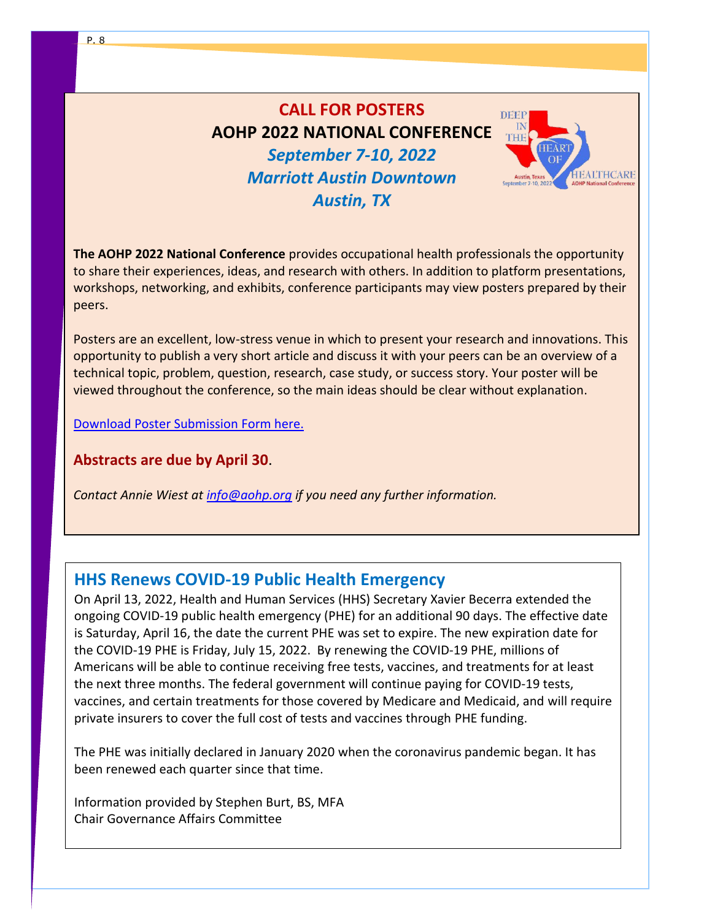# CALL FOR POSTERS

## AOHP 2022 NATIONAL CONFERENCE

***September 7-10, 2022***

***Marriott Austin Downtown***

***Austin, TX***

**The AOHP 2022 National Conference** provides occupational health professionals the opportunity to share their experiences, ideas, and research with others. In addition to platform presentations, workshops, networking, and exhibits, conference participants may view posters prepared by their peers.

Posters are an excellent, low-stress venue in which to present your research and innovations. This opportunity to publish a very short article and discuss it with your peers can be an overview of a technical topic, problem, question, research, case study, or success story. Your poster will be viewed throughout the conference, so the main ideas should be clear without explanation.

Download Poster Submission Form here.

**Abstracts are due by April 30**.

*Contact Annie Wiest at info@aohp.org if you need any further information.*

## HHS Renews COVID-19 Public Health Emergency

On April 13, 2022, Health and Human Services (HHS) Secretary Xavier Becerra extended the ongoing COVID-19 public health emergency (PHE) for an additional 90 days. The effective date is Saturday, April 16, the date the current PHE was set to expire. The new expiration date for the COVID-19 PHE is Friday, July 15, 2022. By renewing the COVID-19 PHE, millions of Americans will be able to continue receiving free tests, vaccines, and treatments for at least the next three months. The federal government will continue paying for COVID-19 tests, vaccines, and certain treatments for those covered by Medicare and Medicaid, and will require private insurers to cover the full cost of tests and vaccines through PHE funding.

The PHE was initially declared in January 2020 when the coronavirus pandemic began. It has been renewed each quarter since that time.

Information provided by Stephen Burt, BS, MFA
Chair Governance Affairs Committee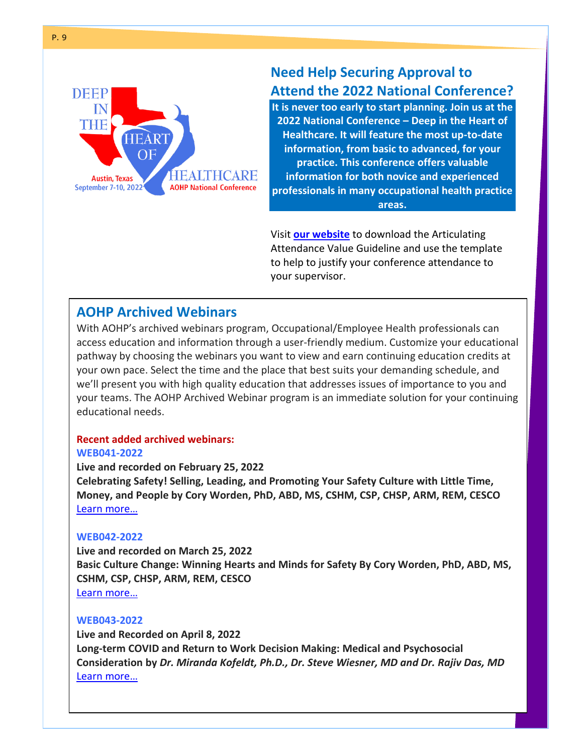## Need Help Securing Approval to Attend the 2022 National Conference?

**It is never too early to start planning. Join us at the 2022 National Conference – Deep in the Heart of Healthcare. It will feature the most up-to-date information, from basic to advanced, for your practice. This conference offers valuable information for both novice and experienced professionals in many occupational health practice areas.**

Visit **our website** to download the Articulating Attendance Value Guideline and use the template to help to justify your conference attendance to your supervisor.

## AOHP Archived Webinars

With AOHP's archived webinars program, Occupational/Employee Health professionals can access education and information through a user-friendly medium. Customize your educational pathway by choosing the webinars you want to view and earn continuing education credits at your own pace. Select the time and the place that best suits your demanding schedule, and we'll present you with high quality education that addresses issues of importance to you and your teams. The AOHP Archived Webinar program is an immediate solution for your continuing educational needs.

**Recent added archived webinars:**

**WEB041-2022**
**Live and recorded on February 25, 2022**
**Celebrating Safety! Selling, Leading, and Promoting Your Safety Culture with Little Time, Money, and People by Cory Worden, PhD, ABD, MS, CSHM, CSP, CHSP, ARM, REM, CESCO**
Learn more…

**WEB042-2022**
**Live and recorded on March 25, 2022**
**Basic Culture Change: Winning Hearts and Minds for Safety By Cory Worden, PhD, ABD, MS, CSHM, CSP, CHSP, ARM, REM, CESCO**
Learn more…

**WEB043-2022**
**Live and Recorded on April 8, 2022**
**Long-term COVID and Return to Work Decision Making: Medical and Psychosocial Consideration by *Dr. Miranda Kofeldt, Ph.D., Dr. Steve Wiesner, MD and Dr. Rajiv Das, MD***
Learn more…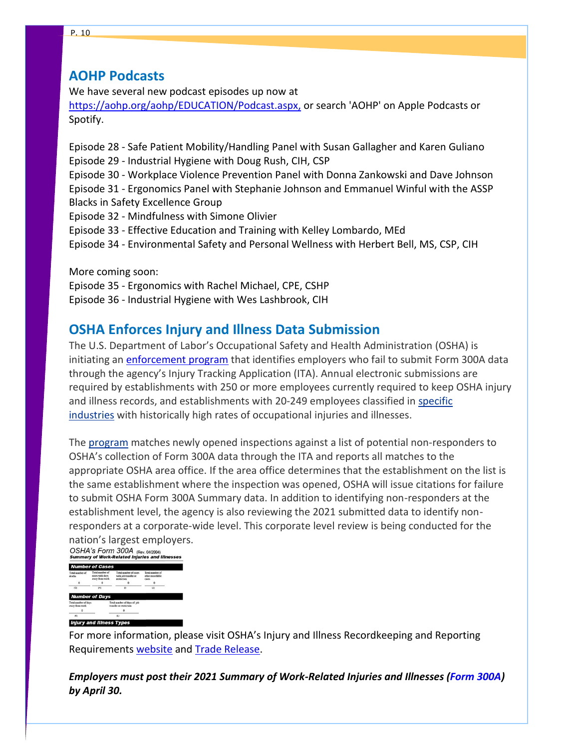## AOHP Podcasts

We have several new podcast episodes up now at https://aohp.org/aohp/EDUCATION/Podcast.aspx, or search 'AOHP' on Apple Podcasts or Spotify.

Episode 28 - Safe Patient Mobility/Handling Panel with Susan Gallagher and Karen Guliano
Episode 29 - Industrial Hygiene with Doug Rush, CIH, CSP
Episode 30 - Workplace Violence Prevention Panel with Donna Zankowski and Dave Johnson
Episode 31 - Ergonomics Panel with Stephanie Johnson and Emmanuel Winful with the ASSP Blacks in Safety Excellence Group
Episode 32 - Mindfulness with Simone Olivier
Episode 33 - Effective Education and Training with Kelley Lombardo, MEd
Episode 34 - Environmental Safety and Personal Wellness with Herbert Bell, MS, CSP, CIH

More coming soon:
Episode 35 - Ergonomics with Rachel Michael, CPE, CSHP
Episode 36 - Industrial Hygiene with Wes Lashbrook, CIH

## OSHA Enforces Injury and Illness Data Submission

The U.S. Department of Labor's Occupational Safety and Health Administration (OSHA) is initiating an enforcement program that identifies employers who fail to submit Form 300A data through the agency's Injury Tracking Application (ITA). Annual electronic submissions are required by establishments with 250 or more employees currently required to keep OSHA injury and illness records, and establishments with 20-249 employees classified in specific industries with historically high rates of occupational injuries and illnesses.

The program matches newly opened inspections against a list of potential non-responders to OSHA's collection of Form 300A data through the ITA and reports all matches to the appropriate OSHA area office. If the area office determines that the establishment on the list is the same establishment where the inspection was opened, OSHA will issue citations for failure to submit OSHA Form 300A Summary data. In addition to identifying non-responders at the establishment level, the agency is also reviewing the 2021 submitted data to identify non-responders at a corporate-wide level. This corporate level review is being conducted for the nation's largest employers.

OSHA's Form 300A (Rev. 04/2004)
**Summary of Work-Related Injuries and Illnesses**

**Number of Cases**

| Total number of deaths | Total number of cases with days away from work | Total number of cases with job transfer or restriction | Total number of other recordable cases |
|---|---|---|---|
| 0 | 0 | 0 | 0 |
| (G) | (H) | (I) | (J) |

**Number of Days**

| Total number of days away from work | Total number of days of job transfer or restriction |
|---|---|
| 0 | 0 |
| (K) | (L) |

**Injury and Illness Types**

For more information, please visit OSHA's Injury and Illness Recordkeeping and Reporting Requirements website and Trade Release.

***Employers must post their 2021 Summary of Work-Related Injuries and Illnesses (Form 300A) by April 30.***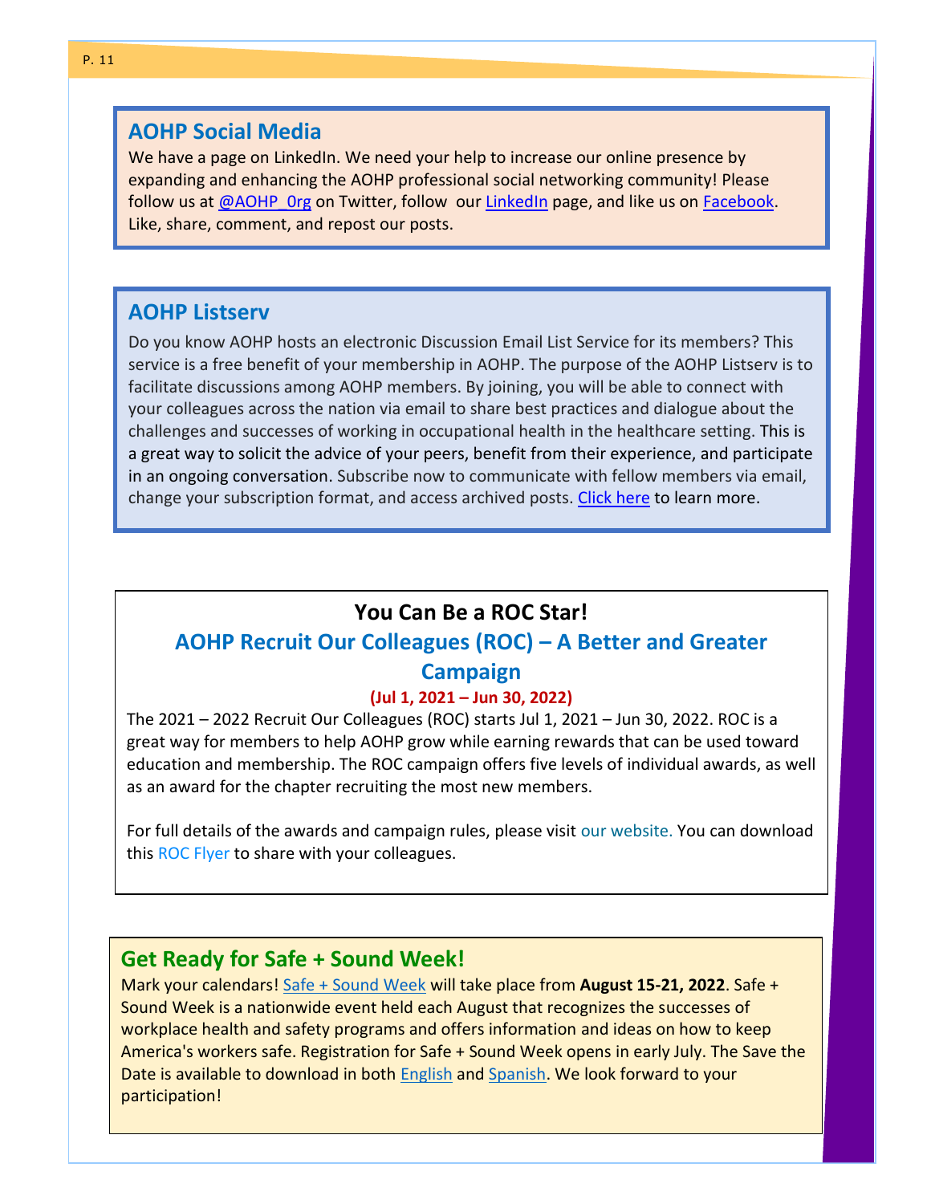## AOHP Social Media

We have a page on LinkedIn. We need your help to increase our online presence by expanding and enhancing the AOHP professional social networking community! Please follow us at @AOHP_0rg on Twitter, follow our LinkedIn page, and like us on Facebook. Like, share, comment, and repost our posts.

## AOHP Listserv

Do you know AOHP hosts an electronic Discussion Email List Service for its members? This service is a free benefit of your membership in AOHP. The purpose of the AOHP Listserv is to facilitate discussions among AOHP members. By joining, you will be able to connect with your colleagues across the nation via email to share best practices and dialogue about the challenges and successes of working in occupational health in the healthcare setting. This is a great way to solicit the advice of your peers, benefit from their experience, and participate in an ongoing conversation. Subscribe now to communicate with fellow members via email, change your subscription format, and access archived posts. Click here to learn more.

## You Can Be a ROC Star!

### AOHP Recruit Our Colleagues (ROC) – A Better and Greater Campaign

**(Jul 1, 2021 – Jun 30, 2022)**

The 2021 – 2022 Recruit Our Colleagues (ROC) starts Jul 1, 2021 – Jun 30, 2022. ROC is a great way for members to help AOHP grow while earning rewards that can be used toward education and membership. The ROC campaign offers five levels of individual awards, as well as an award for the chapter recruiting the most new members.

For full details of the awards and campaign rules, please visit our website. You can download this ROC Flyer to share with your colleagues.

## Get Ready for Safe + Sound Week!

Mark your calendars! Safe + Sound Week will take place from **August 15-21, 2022**. Safe + Sound Week is a nationwide event held each August that recognizes the successes of workplace health and safety programs and offers information and ideas on how to keep America's workers safe. Registration for Safe + Sound Week opens in early July. The Save the Date is available to download in both English and Spanish. We look forward to your participation!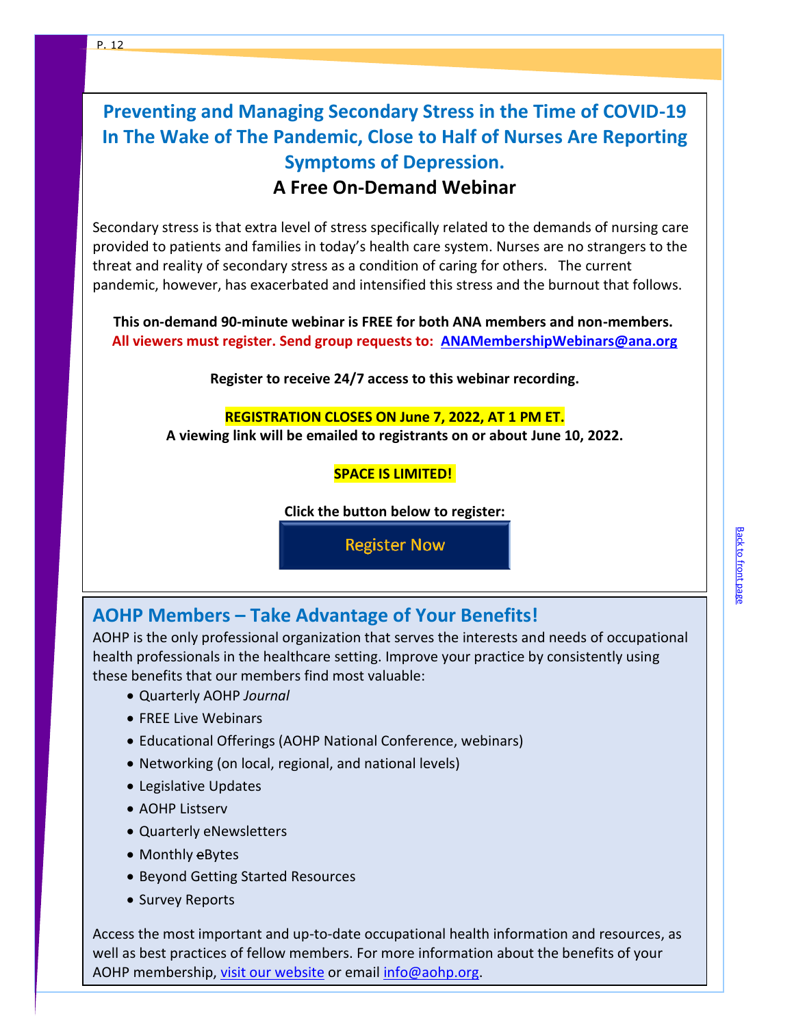## Preventing and Managing Secondary Stress in the Time of COVID-19 In The Wake of The Pandemic, Close to Half of Nurses Are Reporting Symptoms of Depression.

### A Free On-Demand Webinar

Secondary stress is that extra level of stress specifically related to the demands of nursing care provided to patients and families in today's health care system. Nurses are no strangers to the threat and reality of secondary stress as a condition of caring for others. The current pandemic, however, has exacerbated and intensified this stress and the burnout that follows.

**This on-demand 90-minute webinar is FREE for both ANA members and non-members.**
**All viewers must register. Send group requests to: ANAMembershipWebinars@ana.org**

**Register to receive 24/7 access to this webinar recording.**

**REGISTRATION CLOSES ON June 7, 2022, AT 1 PM ET.**
**A viewing link will be emailed to registrants on or about June 10, 2022.**

**SPACE IS LIMITED!**

**Click the button below to register:**

Register Now

## AOHP Members – Take Advantage of Your Benefits!

AOHP is the only professional organization that serves the interests and needs of occupational health professionals in the healthcare setting. Improve your practice by consistently using these benefits that our members find most valuable:

- Quarterly AOHP *Journal*
- FREE Live Webinars
- Educational Offerings (AOHP National Conference, webinars)
- Networking (on local, regional, and national levels)
- Legislative Updates
- AOHP Listserv
- Quarterly eNewsletters
- Monthly eBytes
- Beyond Getting Started Resources
- Survey Reports

Access the most important and up-to-date occupational health information and resources, as well as best practices of fellow members. For more information about the benefits of your AOHP membership, visit our website or email info@aohp.org.

Back to front page